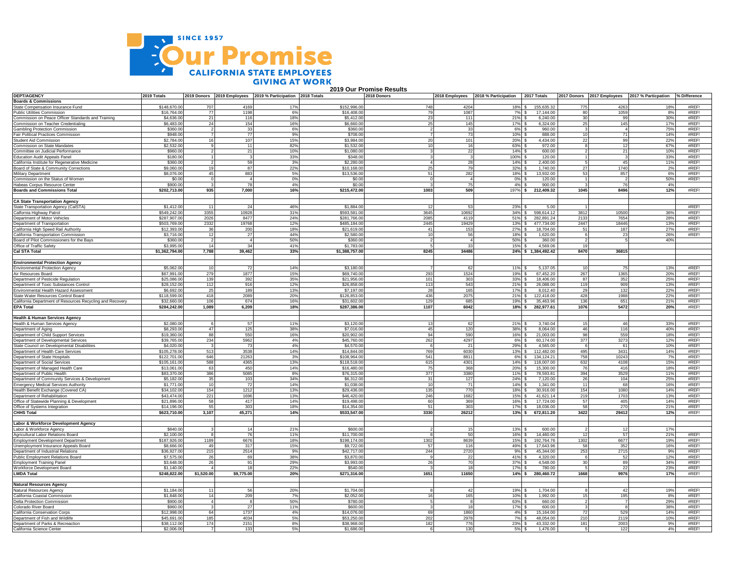SINCE 1957

Our Promise

CALIFORNIA STATE EMPLOYEES GIVING AT WORK

# 2019 Our Promise Results

| DEPT/AGENCY | 2019 Totals | 2019 Donors | 2019 Employees | 2019 % Participation | 2018 Totals | 2018 Donors | 2018 Employees | 2018 % Participation | 2017 Totals | 2017 Donors | 2017 Employees | 2017 % Particpation | % Difference |
|---|---|---|---|---|---|---|---|---|---|---|---|---|---|
| **Boards & Commissions** | | | | | | | | | | | | | |
| State Compensation Insurance Fund | $148,670.00 | 707 | 4169 | 17% | $152,996.00 | 748 | 4204 | 18% | $ 155,635.32 | 775 | 4263 | 18% | #REF! |
| Public Utilities Commission | $16,764.00 | 77 | 1198 | 6% | $16,408.00 | 79 | 1087 | 7% | $ 17,144.00 | 80 | 1059 | 8% | #REF! |
| Commission on Peace Officer Standards and Training | $4,636.00 | 21 | 116 | 18% | $5,412.00 | 23 | 111 | 21% | $ 6,240.00 | 30 | 99 | 30% | #REF! |
| Commission on Teacher Credentialing | $6,483.00 | 24 | 154 | 16% | $6,660.00 | 25 | 145 | 17% | $ 6,324.00 | 25 | 145 | 17% | #REF! |
| Gambling Protection Commission | $360.00 | 2 | 33 | 6% | $360.00 | 2 | 33 | 6% | $ 960.00 | 3 | 4 | 75% | #REF! |
| Fair Political Practices Commission | $948.00 | 7 | 77 | 9% | $708.00 | 7 | 73 | 10% | $ 888.00 | 10 | 71 | 14% | #REF! |
| Student Aid Commission | $2,784.00 | 16 | 107 | 15% | $3,984.00 | 20 | 101 | 20% | $ 4,434.00 | 22 | 99 | 22% | #REF! |
| Commission on State Mandates | $2,532.00 | 9 | 11 | 82% | $1,532.00 | 10 | 16 | 63% | $ 972.00 | 8 | 12 | 67% | #REF! |
| Committee on Judicial Performance | $960.00 | 2 | 21 | 10% | $1,080.00 | 3 | 22 | 14% | $ 600.00 | 2 | 21 | 10% | #REF! |
| Education Audit Appeals Panel | $180.00 | 1 | 3 | 33% | $348.00 | 3 | 3 | 100% | $ 120.00 | 1 | 3 | 33% | #REF! |
| California Institute for Regenerative Medicine | $360.00 | 2 | 59 | 3% | $2,280.00 | 4 | 28 | 14% | $ 2,400.00 | 5 | 45 | 11% | #REF! |
| Board of State & Community Corrections | $9,060.00 | 19 | 87 | 22% | $10,168.00 | 25 | 79 | 32% | $ 1,740.00 | 27 | 1740 | 2% | #REF! |
| Military Department | $8,076.00 | 45 | 883 | 5% | $13,536.00 | 51 | 282 | 18% | $ 13,932.00 | 53 | 857 | 6% | #REF! |
| Commission on the Status of Women | $0.00 | 0 | 4 | 0% | $0.00 | 0 | 4 | 0% | $ 120.00 | 1 | 2 | 50% | #REF! |
| Habeas Corpus Resource Center | $900.00 | 3 | 78 | 4% | $0.00 | 3 | 75 | 4% | $ 900.00 | 3 | 76 | 4% | |
| **Boards and Commissions Total** | **$202,713.00** | **935** | **7,000** | **16%** | **$215,472.00** | **1003** | **509** | **197%** | **$ 212,409.32** | **1045** | **8496** | **12%** | #REF! |
| | | | | | | | | | | | | | |
| **CA State Transportation Agency** | | | | | | | | | | | | | |
| State Transportation Agency (CalSTA) | $1,412.00 | 11 | 24 | 46% | $1,884.00 | 12 | 53 | 23% | $ 5.00 | 1 | | | #REF! |
| Calfornia Highway Patrol | $549,242.00 | 3355 | 10928 | 31% | $593,581.00 | 3645 | 10692 | 34% | $ 598,614.12 | 3812 | 10500 | 36% | #REF! |
| Department of Motor Vehicles | $287,907.00 | 2026 | 8477 | 24% | $281,766.00 | 2085 | 4119 | 51% | $ 282,891.24 | 2133 | 7654 | 28% | #REF! |
| Department of Transportation | $503,769.00 | 2332 | 19768 | 12% | $485,184.00 | 2445 | 19429 | 13% | $ 477,734.00 | 2447 | 18446 | 13% | #REF! |
| California High Speed Rail Authority | $12,393.00 | 36 | 200 | 18% | $21,619.00 | 41 | 153 | 27% | $ 18,704.00 | 51 | 187 | 27% | #REF! |
| California Transportation Commission | $3,716.00 | 12 | 27 | 44% | $2,580.00 | 10 | 56 | 18% | $ 1,620.00 | 6 | 23 | 26% | #REF! |
| Board of Pilot Commissioners for the Bays | $360.00 | 2 | 4 | 50% | $360.00 | 2 | 4 | 50% | $ 360.00 | 2 | 5 | 40% | |
| Office of Traffic Safety | $3,995.00 | 14 | 34 | 41% | $1,783.00 | 5 | 33 | 15% | $ 4,569.06 | 19 | | | |
| **Cal STA Total** | **$1,362,794.00** | **7,788** | **39,462** | **33%** | **$1,388,757.00** | **8245** | **34486** | **24%** | **$ 1,384,492.42** | **8470** | **36815** | | |
| | | | | | | | | | | | | | |
| **Environmental Protection Agency** | | | | | | | | | | | | | |
| Environmental Protection Agency | $5,062.00 | 10 | 72 | 14% | $3,180.00 | 7 | 62 | 11% | $ 5,137.05 | 10 | 75 | 13% | #REF! |
| Air Resources Board | $67,991.00 | 279 | 1877 | 15% | $69,740.00 | 293 | 1524 | 19% | $ 67,452.20 | 267 | 1365 | 20% | #REF! |
| Department of Pesticide Regulation | $25,086.00 | 139 | 392 | 35% | $21,956.00 | 101 | 303 | 33% | $ 18,406.00 | 87 | 352 | 25% | #REF! |
| Department of Toxic Substances Control | $28,152.00 | 112 | 916 | 12% | $26,858.00 | 113 | 543 | 21% | $ 26,088.00 | 119 | 909 | 13% | #REF! |
| Environmental Health Hazard Assessment | $6,692.00 | 25 | 189 | 13% | $7,197.00 | 28 | 165 | 17% | $ 8,012.40 | 29 | 132 | 22% | #REF! |
| State Water Resources Control Board | $118,599.00 | 418 | 2089 | 20% | $126,853.00 | 436 | 2075 | 21% | $ 122,418.00 | 428 | 1988 | 22% | #REF! |
| California Department of Resources Recycling and Recovery | $32,660.00 | 106 | 674 | 16% | $31,602.00 | 129 | 685 | 19% | $ 35,463.96 | 136 | 651 | 21% | #REF! |
| **EPA Total** | **$284,242.00** | **1,089** | **6,209** | **18%** | **$287,386.00** | **1107** | **6042** | **18%** | **$ 282,977.61** | **1076** | **5472** | **20%** | #REF! |
| | | | | | | | | | | | | | |
| **Health & Human Services Agency** | | | | | | | | | | | | | |
| Health & Human Services Agency | $2,080.00 | 6 | 57 | 11% | $3,120.00 | 13 | 62 | 21% | $ 3,740.04 | 15 | 46 | 33% | #REF! |
| Department of Aging | $8,293.00 | 47 | 125 | 38% | $7,016.00 | 45 | 120 | 38% | $ 8,064.00 | 46 | 116 | 40% | #REF! |
| Department of Child Support Services | $19,360.00 | 88 | 550 | 16% | $20,902.00 | 94 | 590 | 16% | $ 21,003.00 | 98 | 559 | 18% | #REF! |
| Department of Developmental Services | $39,765.00 | 234 | 5962 | 4% | $45,760.00 | 262 | 4297 | 6% | $ 60,174.00 | 377 | 3273 | 12% | #REF! |
| State Council on Developmental Disabilities | $4,020.00 | 3 | 73 | 4% | $4,570.00 | 6 | 21 | 29% | $ 4,565.00 | 6 | 61 | 10% | #REF! |
| Department of Health Care Services | $105,278.00 | 513 | 3538 | 14% | $14,844.00 | 769 | 6030 | 13% | $ 112,482.00 | 495 | 3431 | 14% | #REF! |
| Department of State Hospitals | $122,701.00 | 646 | 21263 | 3% | $108,964.00 | 541 | 8811 | 6% | $ 134,124.21 | 758 | 10243 | 7% | #REF! |
| Department of Social Services | $105,161.00 | 588 | 4365 | 13% | $118,518.00 | 615 | 4301 | 14% | $ 118,007.00 | 632 | 4108 | 15% | #REF! |
| Department of Managed Health Care | $13,061.00 | 63 | 450 | 14% | $16,480.00 | 75 | 368 | 20% | $ 15,300.00 | 76 | 416 | 18% | #REF! |
| Department of Public Health | $83,370.00 | 386 | 5085 | 8% | $76,315.00 | 377 | 3380 | 11% | $ 78,593.81 | 394 | 3529 | 11% | #REF! |
| Department of Community Services & Development | $5,182.00 | 35 | 103 | 34% | $6,312.00 | 31 | 127 | 24% | $ 7,120.00 | 26 | 104 | 25% | #REF! |
| Emergency Medical Services Authority | $1,771.00 | 10 | 72 | 14% | $1,038.00 | 10 | 71 | 14% | $ 1,341.00 | 11 | 68 | 16% | #REF! |
| Health Benefit Exchange (Covered CA) | $34,102.00 | 154 | 1212 | 13% | $29,436.00 | 135 | 770 | 18% | $ 30,916.00 | 154 | 1080 | 14% | #REF! |
| Department of Rehabilitation | $43,474.00 | 221 | 1696 | 13% | $46,420.00 | 246 | 1682 | 15% | $ 41,621.14 | 219 | 1703 | 13% | #REF! |
| Office of Statewide Planning & Development | $21,896.00 | 58 | 417 | 14% | $19,498.00 | 60 | 369 | 16% | $ 17,724.00 | 57 | 405 | 14% | #REF! |
| Office of Systems Integration | $14,196.00 | 55 | 303 | 18% | $14,354.00 | 51 | 303 | 17% | $ 18,036.00 | 58 | 270 | 21% | #REF! |
| **CHHS Total** | **$623,710.00** | **3,107** | **45,271** | **14%** | **$533,547.00** | **3330** | **26212** | **13%** | **$ 672,811.20** | **3422** | **29412** | **12%** | #REF! |
| | | | | | | | | | | | | | |
| **Labor & Workforce Development Agency** | | | | | | | | | | | | | |
| Labor & Workforce Agency | $840.00 | 3 | 14 | 21% | $600.00 | 2 | 15 | 13% | $ 600.00 | 2 | 12 | 17% | |
| Agricultural Labor Relations Board | $2,100.00 | 8 | 76 | 11% | $11,700.00 | 8 | 50 | 16% | $ 14,460.00 | 12 | 57 | 21% | #REF! |
| Employment Development Department | $187,926.00 | 1189 | 6676 | 18% | $198,174.00 | 1302 | 8639 | 15% | $ 192,764.76 | 1302 | 6677 | 19% | #REF! |
| Unemployment Insurance Appeals Board | $8,666.00 | 49 | 317 | 15% | $9,722.00 | 57 | 116 | 49% | $ 17,643.96 | 58 | 352 | 16% | #REF! |
| Department of Industrial Relations | $36,927.00 | 215 | 2514 | 9% | $42,717.00 | 244 | 2720 | 9% | $ 45,344.00 | 253 | 2715 | 9% | #REF! |
| Public Employment Relations Board | $7,575.00 | 26 | 69 | 38% | $3,870.00 | 9 | 22 | 41% | $ 4,320.00 | 6 | 52 | 12% | #REF! |
| Employment Training Panel | $3,648.00 | 26 | 91 | 29% | $3,993.00 | 26 | 70 | 37% | $ 4,548.00 | 30 | 89 | 34% | #REF! |
| Workforce Development Board | $1,140.00 | 4 | 18 | 22% | $540.00 | 3 | 18 | 17% | $ 780.00 | 5 | 22 | 23% | #REF! |
| **LWDA Total** | **$248,822.00** | **$1,520.00** | **$9,775.00** | **20%** | **$271,316.00** | **1651** | **11650** | **14%** | **$ 280,460.72** | **1668** | **9976** | **17%** | #REF! |
| | | | | | | | | | | | | | |
| **Natural Resources Agency** | | | | | | | | | | | | | |
| Natural Resources Agency | $1,184.00 | 11 | 56 | 20% | $1,704.00 | 8 | 42 | 19% | $ 1,704.00 | 8 | 42 | 19% | #REF! |
| California Coastal Commission | $1,848.00 | 14 | 209 | 7% | $2,052.00 | 16 | 165 | 10% | $ 1,992.00 | 15 | 195 | 8% | #REF! |
| Delta Protection Commission | $900.00 | 4 | 8 | 50% | $780.00 | 5 | 8 | 63% | $ 660.00 | 2 | 7 | 29% | #REF! |
| Colorado River Board | $960.00 | 3 | 27 | 11% | $600.00 | 3 | 18 | 17% | $ 600.00 | 3 | 8 | 38% | #REF! |
| California Conservation Corps | $12,998.00 | 64 | 1737 | 4% | $14,076.00 | 69 | 1860 | 4% | $ 15,164.00 | 72 | 529 | 14% | #REF! |
| Department of Fish and Wildlife | $45,691.00 | 185 | 4034 | 5% | $53,250.00 | 202 | 2978 | 7% | $ 48,054.00 | 210 | 2119 | 10% | #REF! |
| Department of Parks & Recreaction | $38,112.00 | 174 | 2151 | 8% | $38,968.00 | 182 | 776 | 23% | $ 43,332.00 | 181 | 2003 | 9% | #REF! |
| California Science Center | $2,006.00 | 7 | 133 | 5% | $1,686.00 | 6 | 130 | 5% | $ 1,476.00 | 5 | 122 | 4% | #REF! |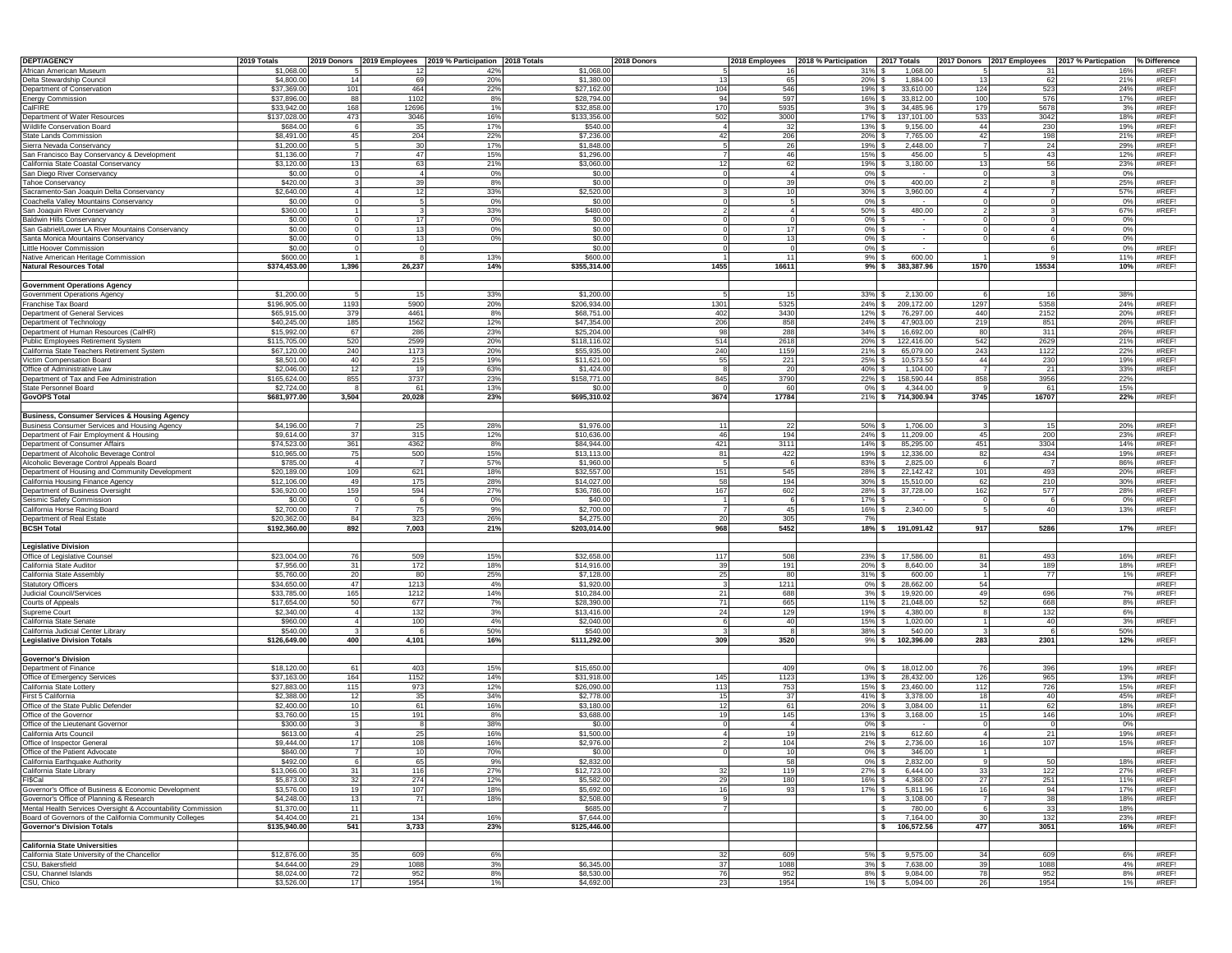| DEPT/AGENCY | 2019 Totals | 2019 Donors | 2019 Employees | 2019 % Participation | 2018 Totals | 2018 Donors | 2018 Employees | 2018 % Participation | 2017 Totals | 2017 Donors | 2017 Employees | 2017 % Particpation | % Difference |
|---|---|---|---|---|---|---|---|---|---|---|---|---|---|
| African American Museum | $1,068.00 | 5 | 12 | 42% | $1,068.00 | 5 | 16 | 31% | $ 1,068.00 | 5 | 31 | 16% | #REF! |
| Delta Stewardship Council | $4,800.00 | 14 | 69 | 20% | $1,380.00 | 13 | 65 | 20% | $ 1,884.00 | 13 | 62 | 21% | #REF! |
| Department of Conservation | $37,369.00 | 101 | 464 | 22% | $27,162.00 | 104 | 546 | 19% | $ 33,610.00 | 124 | 523 | 24% | #REF! |
| Energy Commission | $37,896.00 | 88 | 1102 | 8% | $28,794.00 | 94 | 597 | 16% | $ 33,812.00 | 100 | 576 | 17% | #REF! |
| CalFIRE | $33,942.00 | 168 | 12696 | 1% | $32,858.00 | 170 | 5935 | 3% | $ 34,485.96 | 179 | 5678 | 3% | #REF! |
| Department of Water Resources | $137,028.00 | 473 | 3046 | 16% | $133,356.00 | 502 | 3000 | 17% | $ 137,101.00 | 533 | 3042 | 18% | #REF! |
| Wildlife Conservation Board | $684.00 | 6 | 35 | 17% | $540.00 | 4 | 32 | 13% | $ 9,156.00 | 44 | 230 | 19% | #REF! |
| State Lands Commission | $8,491.00 | 45 | 204 | 22% | $7,236.00 | 42 | 206 | 20% | $ 7,765.00 | 42 | 198 | 21% | #REF! |
| Sierra Nevada Conservancy | $1,200.00 | 5 | 30 | 17% | $1,848.00 | 5 | 26 | 19% | $ 2,448.00 | 7 | 24 | 29% | #REF! |
| San Francisco Bay Conservancy & Development | $1,136.00 | 7 | 47 | 15% | $1,296.00 | 7 | 46 | 15% | $ 456.00 | 5 | 43 | 12% | #REF! |
| California State Coastal Conservancy | $3,120.00 | 13 | 63 | 21% | $3,060.00 | 12 | 62 | 19% | $ 3,180.00 | 13 | 56 | 23% | #REF! |
| San Diego River Conservancy | $0.00 | 0 | 4 | 0% | $0.00 | 0 | 4 | 0% | $ - | 0 | 3 | 0% | |
| Tahoe Conservancy | $420.00 | 3 | 39 | 8% | $0.00 | 0 | 39 | 0% | $ 400.00 | 2 | 8 | 25% | #REF! |
| Sacramento-San Joaquin Delta Conservancy | $2,640.00 | 4 | 12 | 33% | $2,520.00 | 3 | 10 | 30% | $ 3,960.00 | 4 | 7 | 57% | #REF! |
| Coachella Valley Mountains Conservancy | $0.00 | 0 | 5 | 0% | $0.00 | 0 | 5 | 0% | $ - | 0 | 0 | 0% | #REF! |
| San Joaquin River Conservancy | $360.00 | 1 | 3 | 33% | $480.00 | 2 | 4 | 50% | $ 480.00 | 2 | 3 | 67% | #REF! |
| Baldwin Hills Conservancy | $0.00 | 0 | 17 | 0% | $0.00 | 0 | 0 | 0% | $ - | 0 | 0 | 0% | |
| San Gabriel/Lower LA River Mountains Conservancy | $0.00 | 0 | 13 | 0% | $0.00 | 0 | 17 | 0% | $ - | 0 | 4 | 0% | |
| Santa Monica Mountains Conservancy | $0.00 | 0 | 13 | 0% | $0.00 | 0 | 13 | 0% | $ - | 0 | 6 | 0% | |
| Little Hoover Commission | $0.00 | 0 | 0 | | $0.00 | 0 | 0 | 0% | $ - | | 6 | 0% | #REF! |
| Native American Heritage Commission | $600.00 | 1 | 8 | 13% | $600.00 | 1 | 11 | 9% | $ 600.00 | 1 | 9 | 11% | #REF! |
| **Natural Resources Total** | **$374,453.00** | **1,396** | **26,237** | **14%** | **$355,314.00** | **1455** | **16611** | **9%** | **$ 383,387.96** | **1570** | **15534** | **10%** | #REF! |
| | | | | | | | | | | | | | |
| **Government Operations Agency** | | | | | | | | | | | | | |
| Government Operations Agency | $1,200.00 | 5 | 15 | 33% | $1,200.00 | 5 | 15 | 33% | $ 2,130.00 | 6 | 16 | 38% | |
| Franchise Tax Board | $196,905.00 | 1193 | 5900 | 20% | $206,934.00 | 1301 | 5325 | 24% | $ 209,172.00 | 1297 | 5358 | 24% | #REF! |
| Department of General Services | $65,915.00 | 379 | 4461 | 8% | $68,751.00 | 402 | 3430 | 12% | $ 76,297.00 | 440 | 2152 | 20% | #REF! |
| Department of Technology | $40,245.00 | 185 | 1562 | 12% | $47,354.00 | 206 | 858 | 24% | $ 47,903.00 | 219 | 851 | 26% | #REF! |
| Department of Human Resources (CalHR) | $15,992.00 | 67 | 286 | 23% | $25,204.00 | 98 | 288 | 34% | $ 16,692.00 | 80 | 311 | 26% | #REF! |
| Public Employees Retirement System | $115,705.00 | 520 | 2599 | 20% | $118,116.02 | 514 | 2618 | 20% | $ 122,416.00 | 542 | 2629 | 21% | #REF! |
| California State Teachers Retirement System | $67,120.00 | 240 | 1173 | 20% | $55,935.00 | 240 | 1159 | 21% | $ 65,079.00 | 243 | 1122 | 22% | #REF! |
| Victim Compensation Board | $8,501.00 | 40 | 215 | 19% | $11,621.00 | 55 | 221 | 25% | $ 10,573.50 | 44 | 230 | 19% | #REF! |
| Office of Administrative Law | $2,046.00 | 12 | 19 | 63% | $1,424.00 | 8 | 20 | 40% | $ 1,104.00 | 7 | 21 | 33% | #REF! |
| Department of Tax and Fee Administration | $165,624.00 | 855 | 3737 | 23% | $158,771.00 | 845 | 3790 | 22% | $ 158,590.44 | 858 | 3956 | 22% | |
| State Personnel Board | $2,724.00 | 8 | 61 | 13% | $0.00 | 0 | 60 | 0% | $ 4,344.00 | 9 | 61 | 15% | |
| **GovOPS Total** | **$681,977.00** | **3,504** | **20,028** | **23%** | **$695,310.02** | **3674** | **17784** | **21%** | **$ 714,300.94** | **3745** | **16707** | **22%** | #REF! |
| | | | | | | | | | | | | | |
| **Business, Consumer Services & Housing Agency** | | | | | | | | | | | | | |
| Business Consumer Services and Housing Agency | $4,196.00 | 7 | 25 | 28% | $1,976.00 | 11 | 22 | 50% | $ 1,706.00 | 3 | 15 | 20% | #REF! |
| Department of Fair Employment & Housing | $9,614.00 | 37 | 315 | 12% | $10,636.00 | 46 | 194 | 24% | $ 11,209.00 | 45 | 200 | 23% | #REF! |
| Department of Consumer Affairs | $74,523.00 | 361 | 4362 | 8% | $84,944.00 | 421 | 3111 | 14% | $ 85,295.00 | 451 | 3304 | 14% | #REF! |
| Department of Alcoholic Beverage Control | $10,965.00 | 75 | 500 | 15% | $13,113.00 | 81 | 422 | 19% | $ 12,336.00 | 82 | 434 | 19% | #REF! |
| Alcoholic Beverage Control Appeals Board | $785.00 | 4 | 7 | 57% | $1,960.00 | 5 | 6 | 83% | $ 2,825.00 | 6 | 7 | 86% | #REF! |
| Department of Housing and Community Development | $20,189.00 | 109 | 621 | 18% | $32,557.00 | 151 | 545 | 28% | $ 22,142.42 | 101 | 493 | 20% | #REF! |
| California Housing Finance Agency | $12,106.00 | 49 | 175 | 28% | $14,027.00 | 58 | 194 | 30% | $ 15,510.00 | 62 | 210 | 30% | #REF! |
| Department of Business Oversight | $36,920.00 | 159 | 594 | 27% | $36,786.00 | 167 | 602 | 28% | $ 37,728.00 | 162 | 577 | 28% | #REF! |
| Seismic Safety Commission | $0.00 | 0 | 6 | 0% | $40.00 | 1 | 6 | 17% | $ - | 0 | 6 | 0% | #REF! |
| California Horse Racing Board | $2,700.00 | 7 | 75 | 9% | $2,700.00 | 7 | 45 | 16% | $ 2,340.00 | 5 | 40 | 13% | #REF! |
| Department of Real Estate | $20,362.00 | 84 | 323 | 26% | $4,275.00 | 20 | 305 | 7% | | | | | |
| **BCSH Total** | **$192,360.00** | **892** | **7,003** | **21%** | **$203,014.00** | **968** | **5452** | **18%** | **$ 191,091.42** | **917** | **5286** | **17%** | #REF! |
| | | | | | | | | | | | | | |
| **Legislative Division** | | | | | | | | | | | | | |
| Office of Legislative Counsel | $23,004.00 | 76 | 509 | 15% | $32,658.00 | 117 | 508 | 23% | $ 17,586.00 | 81 | 493 | 16% | #REF! |
| California State Auditor | $7,956.00 | 31 | 172 | 18% | $14,916.00 | 39 | 191 | 20% | $ 8,640.00 | 34 | 189 | 18% | #REF! |
| California State Assembly | $5,760.00 | 20 | 80 | 25% | $7,128.00 | 25 | 80 | 31% | $ 600.00 | 1 | 77 | 1% | #REF! |
| Statutory Officers | $34,650.00 | 47 | 1213 | 4% | $1,920.00 | 3 | 1211 | 0% | $ 28,662.00 | 54 | | | #REF! |
| Judicial Council/Services | $33,785.00 | 165 | 1212 | 14% | $10,284.00 | 21 | 688 | 3% | $ 19,920.00 | 49 | 696 | 7% | #REF! |
| Courts of Appeals | $17,654.00 | 50 | 677 | 7% | $28,390.00 | 71 | 665 | 11% | $ 21,048.00 | 52 | 668 | 8% | #REF! |
| Supreme Court | $2,340.00 | 4 | 132 | 3% | $13,416.00 | 24 | 129 | 19% | $ 4,380.00 | 8 | 132 | 6% | |
| California State Senate | $960.00 | 4 | 100 | 4% | $2,040.00 | 6 | 40 | 15% | $ 1,020.00 | 1 | 40 | 3% | #REF! |
| California Judicial Center Library | $540.00 | 3 | 6 | 50% | $540.00 | 3 | 8 | 38% | $ 540.00 | 3 | 6 | 50% | |
| **Legislative Division Totals** | **$126,649.00** | **400** | **4,101** | **16%** | **$111,292.00** | **309** | **3520** | **9%** | **$ 102,396.00** | **283** | **2301** | **12%** | #REF! |
| | | | | | | | | | | | | | |
| **Governor's Division** | | | | | | | | | | | | | |
| Department of Finance | $18,120.00 | 61 | 403 | 15% | $15,650.00 | | 409 | 0% | $ 18,012.00 | 76 | 396 | 19% | #REF! |
| Office of Emergency Services | $37,163.00 | 164 | 1152 | 14% | $31,918.00 | 145 | 1123 | 13% | $ 28,432.00 | 126 | 965 | 13% | #REF! |
| California State Lottery | $27,883.00 | 115 | 973 | 12% | $26,090.00 | 113 | 753 | 15% | $ 23,460.00 | 112 | 726 | 15% | #REF! |
| First 5 California | $2,388.00 | 12 | 35 | 34% | $2,778.00 | 15 | 37 | 41% | $ 3,378.00 | 18 | 40 | 45% | #REF! |
| Office of the State Public Defender | $2,400.00 | 10 | 61 | 16% | $3,180.00 | 12 | 61 | 20% | $ 3,084.00 | 11 | 62 | 18% | #REF! |
| Office of the Governor | $3,760.00 | 15 | 191 | 8% | $3,688.00 | 19 | 145 | 13% | $ 3,168.00 | 15 | 146 | 10% | #REF! |
| Office of the Lieutenant Governor | $300.00 | 3 | 8 | 38% | $0.00 | 0 | 4 | 0% | $ - | 0 | | 0% | |
| California Arts Council | $613.00 | 4 | 25 | 16% | $1,500.00 | 4 | 19 | 21% | $ 612.60 | 4 | 21 | 19% | #REF! |
| Office of Inspector General | $9,444.00 | 17 | 108 | 16% | $2,976.00 | 2 | 104 | 2% | $ 2,736.00 | 16 | 107 | 15% | #REF! |
| Office of the Patient Advocate | $840.00 | 7 | 10 | 70% | $0.00 | 0 | 10 | 0% | $ 346.00 | 1 | | | #REF! |
| California Earthquake Authority | $492.00 | 6 | 65 | 9% | $2,832.00 | | 58 | 0% | $ 2,832.00 | 9 | 50 | 18% | #REF! |
| California State Library | $13,066.00 | 31 | 116 | 27% | $12,723.00 | 32 | 119 | 27% | $ 6,444.00 | 33 | 122 | 27% | #REF! |
| FI$Cal | $5,873.00 | 32 | 274 | 12% | $5,582.00 | 29 | 180 | 16% | $ 4,368.00 | 27 | 251 | 11% | #REF! |
| Governor's Office of Business & Economic Development | $3,576.00 | 19 | 107 | 18% | $5,692.00 | 16 | 93 | 17% | $ 5,811.96 | 16 | 94 | 17% | #REF! |
| Governor's Office of Planning & Research | $4,248.00 | 13 | 71 | 18% | $2,508.00 | 9 | | | $ 3,108.00 | 7 | 38 | 18% | #REF! |
| Mental Health Services Oversight & Accountability Commission | $1,370.00 | 11 | | | $685.00 | 7 | | | $ 780.00 | 6 | 33 | 18% | |
| Board of Governors of the California Community Colleges | $4,404.00 | 21 | 134 | 16% | $7,644.00 | | | | $ 7,164.00 | 30 | 132 | 23% | #REF! |
| **Governor's Division Totals** | **$135,940.00** | **541** | **3,733** | **23%** | **$125,446.00** | | | | **$ 106,572.56** | **477** | **3051** | **16%** | #REF! |
| | | | | | | | | | | | | | |
| **California State Universities** | | | | | | | | | | | | | |
| California State University of the Chancellor | $12,876.00 | 35 | 609 | 6% | | 32 | 609 | 5% | $ 9,575.00 | 34 | 609 | 6% | #REF! |
| CSU, Bakersfield | $4,644.00 | 29 | 1088 | 3% | $6,345.00 | 37 | 1088 | 3% | $ 7,638.00 | 39 | 1088 | 4% | #REF! |
| CSU, Channel Islands | $8,024.00 | 72 | 952 | 8% | $8,530.00 | 76 | 952 | 8% | $ 9,084.00 | 78 | 952 | 8% | #REF! |
| CSU, Chico | $3,526.00 | 17 | 1954 | 1% | $4,692.00 | 23 | 1954 | 1% | $ 5,094.00 | 26 | 1954 | 1% | #REF! |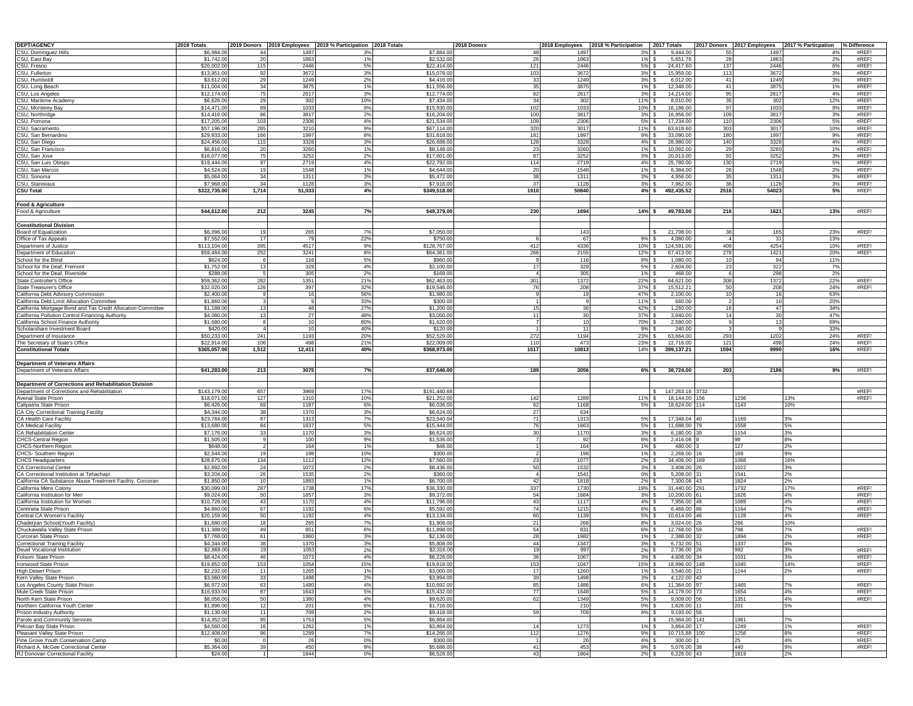| DEPT/AGENCY | 2019 Totals | 2019 Donors | 2019 Employees | 2019 % Participation | 2018 Totals | 2018 Donors | 2018 Employees | 2018 % Participation | 2017 Totals | 2017 Donors | 2017 Employees | 2017 % Particpation | % Difference |
|---|---|---|---|---|---|---|---|---|---|---|---|---|---|
| CSU, Dominguez Hills | $6,984.00 | 44 | 1497 | 3% | $7,884.00 | 49 | 1497 | 3% | $ 9,444.00 | 55 | 1497 | 4% | #REF! |
| CSU, East Bay | $1,742.00 | 20 | 1863 | 1% | $2,532.00 | 26 | 1863 | 1% | $ 5,651.76 | 28 | 1863 | 2% | #REF! |
| CSU, Fresno | $20,002.00 | 115 | 2446 | 5% | $22,414.00 | 121 | 2446 | 5% | $ 24,417.60 | 137 | 2446 | 6% | #REF! |
| CSU, Fullerton | $13,951.00 | 92 | 3672 | 3% | $15,078.00 | 103 | 3672 | 3% | $ 15,959.00 | 113 | 3672 | 3% | #REF! |
| CSU, Humboldt | $3,612.00 | 29 | 1249 | 2% | $4,416.00 | 33 | 1249 | 3% | $ 6,012.00 | 41 | 1249 | 3% | #REF! |
| CSU, Long Beach | $11,004.00 | 34 | 3875 | 1% | $11,556.00 | 35 | 3875 | 1% | $ 12,348.00 | 41 | 3875 | 1% | #REF! |
| CSU, Los Angeles | $12,174.00 | 75 | 2617 | 3% | $12,774.00 | 82 | 2617 | 3% | $ 14,214.00 | 95 | 2617 | 4% | #REF! |
| CSU, Maritime Academy | $6,626.00 | 29 | 302 | 10% | $7,434.00 | 34 | 302 | 11% | $ 8,010.00 | 35 | 302 | 12% | #REF! |
| CSU, Monterey Bay | $14,471.00 | 89 | 1033 | 9% | $15,930.00 | 102 | 1033 | 10% | $ 16,186.00 | 97 | 1033 | 9% | #REF! |
| CSU, Northridge | $14,416.00 | 86 | 3817 | 2% | $16,204.00 | 100 | 3817 | 3% | $ 16,956.00 | 109 | 3817 | 3% | #REF! |
| CSU, Pomona | $17,205.00 | 103 | 2306 | 4% | $21,534.00 | 109 | 2306 | 5% | $ 17,234.00 | 110 | 2306 | 5% | #REF! |
| CSU, Sacramento | $57,196.00 | 285 | 3210 | 9% | $67,114.00 | 320 | 3017 | 11% | $ 63,618.60 | 303 | 3017 | 10% | #REF! |
| CSU, San Bernardino | $29,933.00 | 166 | 1997 | 8% | $31,818.00 | 181 | 1997 | 9% | $ 33,090.00 | 180 | 1997 | 9% | #REF! |
| CSU, San Diego | $24,456.00 | 115 | 3328 | 3% | $26,688.00 | 128 | 3328 | 4% | $ 28,980.00 | 140 | 3328 | 4% | #REF! |
| CSU, San Francisco | $6,816.00 | 20 | 3260 | 1% | $8,148.00 | 23 | 3260 | 1% | $ 10,092.00 | 29 | 3260 | 1% | #REF! |
| CSU, San Jose | $16,077.00 | 75 | 3252 | 2% | $17,601.00 | 87 | 3252 | 3% | $ 20,013.00 | 92 | 3252 | 3% | #REF! |
| CSU, San Luis Obispo | $19,444.00 | 97 | 2719 | 4% | $22,792.00 | 114 | 2719 | 4% | $ 25,780.00 | 130 | 2719 | 5% | #REF! |
| CSU, San Marcos | $4,524.00 | 19 | 1548 | 1% | $4,644.00 | 20 | 1548 | 1% | $ 6,384.00 | 26 | 1548 | 2% | #REF! |
| CSU, Sonoma | $5,064.00 | 34 | 1311 | 3% | $5,472.00 | 38 | 1311 | 3% | $ 4,956.00 | 35 | 1311 | 3% | #REF! |
| CSU, Stanislaus | $7,968.00 | 34 | 1128 | 3% | $7,918.00 | 37 | 1128 | 3% | $ 7,962.00 | 36 | 1128 | 3% | #REF! |
| **CSU Total** | **$322,735.00** | **1,714** | **51,033** | **4%** | **$349,518.00** | **1910** | **50840** | **4%** | **$ 492,435.52** | **2516** | **54023** | **5%** | #REF! |
| | | | | | | | | | | | | | |
| **Food & Agriculture** | | | | | | | | | | | | | |
| Food & Agriculture | **$44,612.00** | **212** | **3245** | **7%** | **$49,379.00** | **230** | **1694** | **14%** | **$ 49,783.00** | **216** | **1621** | **13%** | #REF! |
| | | | | | | | | | | | | | |
| **Constitutional Division** | | | | | | | | | | | | | |
| Board of Equalization | $6,096.00 | 19 | 265 | 7% | $7,050.00 | | 143 | | $ 21,708.00 | 38 | 165 | 23% | #REF! |
| Office of Tax Appeals | $7,552.00 | 17 | 79 | 22% | $750.00 | 6 | 67 | 9% | $ 4,080.00 | 4 | 31 | 13% | |
| Department of Justice | $113,104.00 | 395 | 4517 | 9% | $128,767.00 | 412 | 4336 | 10% | $ 124,591.00 | 409 | 4254 | 10% | #REF! |
| Department of Education | $59,484.00 | 252 | 3241 | 8% | $64,361.00 | 266 | 2155 | 12% | $ 67,413.00 | 278 | 1421 | 20% | #REF! |
| School for the Blind | $624.00 | 6 | 116 | 5% | $960.00 | 9 | 116 | 8% | $ 1,080.00 | 10 | 94 | 11% | |
| School for the Deaf, Fremont | $1,752.00 | 13 | 329 | 4% | $2,100.00 | 17 | 329 | 5% | $ 2,604.00 | 23 | 322 | 7% | |
| School for the Deaf, Riverside | $288.00 | 5 | 305 | 2% | $168.00 | 4 | 305 | 1% | $ 468.00 | 6 | 298 | 2% | |
| State Controller's Office | $59,362.00 | 282 | 1351 | 21% | $62,463.00 | 301 | 1372 | 22% | $ 64,621.00 | 308 | 1372 | 22% | #REF! |
| State Treasurer's Office | $32,020.00 | 126 | 397 | 32% | $19,546.00 | 76 | 208 | 37% | $ 15,512.21 | 50 | 208 | 24% | #REF! |
| California Debt Advisory Commission | $2,400.00 | 9 | 16 | 56% | $1,980.00 | 9 | 19 | 47% | $ 2,100.00 | 10 | 16 | 63% | |
| California Debt Limit Allocation Committee | $1,860.00 | 3 | 9 | 33% | $300.00 | 1 | 9 | 11% | $ 660.00 | 2 | 10 | 20% | |
| California Mortgage Bond and Tax Credit Allocation Committee | $1,188.00 | 13 | 48 | 27% | $1,200.00 | 15 | 36 | 42% | $ 1,260.00 | 16 | 47 | 34% | |
| California Pollution Control Financing Authority | $4,080.00 | 13 | 27 | 48% | $3,050.00 | 11 | 30 | 37% | $ 3,840.00 | 14 | 30 | 47% | |
| California School Finance Authority | $1,680.00 | 8 | 10 | 80% | $1,620.00 | 7 | 10 | 70% | $ 2,580.00 | 9 | 13 | 69% | |
| Scholarshare Investment Board | $420.00 | 4 | 10 | 40% | $120.00 | 1 | 11 | 9% | $ 240.00 | 3 | 9 | 33% | |
| Department of Insurance | $50,233.00 | 241 | 1193 | 20% | $52,529.00 | 272 | 1194 | 23% | $ 63,664.00 | 293 | 1202 | 24% | #REF! |
| The Secretary of State's Office | $22,914.00 | 106 | 498 | 21% | $22,009.00 | 110 | 473 | 23% | $ 22,716.00 | 121 | 498 | 24% | #REF! |
| **Constitutional Totals** | **$365,057.00** | **1,512** | **12,411** | **40%** | **$368,973.00** | **1517** | **10813** | **14%** | **$ 399,137.21** | **1594** | **9990** | **16%** | #REF! |
| | | | | | | | | | | | | | |
| **Department of Veterans Affairs** | | | | | | | | | | | | | |
| Department of Veterans Affairs | **$41,283.00** | **213** | **3075** | **7%** | **$37,646.00** | **189** | **3056** | **6%** | **$ 38,724.00** | **203** | **2186** | **9%** | #REF! |
| | | | | | | | | | | | | | |
| **Department of Corrections and Rehabilitation Division** | | | | | | | | | | | | | |
| Department of Corrections and Rehabilitation | $143,179.00 | 657 | 3969 | 17% | $191,440.68 | | | | $ 147,263.16 | 3732 | | | #REF! |
| Avenal State Prison | $18,071.00 | 127 | 1310 | 10% | $21,252.00 | 142 | 1289 | 11% | $ 18,144.00 | 156 | 1236 | 13% | #REF! |
| Calipatria State Prison | $6,426.00 | 69 | 1187 | 6% | $6,036.00 | 62 | 1168 | 5% | $ 18,624.00 | 114 | 1143 | 10% | |
| CA City Correctional Training Facility | $4,344.00 | 38 | 1370 | 3% | $6,624.00 | 27 | 634 | | | | | | |
| CA Health Care Facility | $23,784.00 | 87 | 1313 | 7% | $23,540.04 | 71 | 1313 | 5% | $ 17,348.04 | 40 | 1169 | 3% | |
| CA Medical Facility | $13,680.00 | 84 | 1637 | 5% | $15,444.00 | 76 | 1663 | 5% | $ 11,688.00 | 79 | 1558 | 5% | |
| CA Rehabilitation Center | $7,176.00 | 33 | 1170 | 3% | $6,624.00 | 30 | 1170 | 3% | $ 6,180.00 | 39 | 1154 | 3% | |
| CHCS-Central Region | $1,505.00 | 9 | 100 | 9% | $1,536.00 | 7 | 92 | 8% | $ 2,416.08 | 8 | 98 | 8% | |
| CHCS-Northern Region | $648.00 | 2 | 164 | 1% | $48.00 | 1 | 164 | 1% | $ 480.00 | 3 | 127 | 2% | |
| CHCS- Southern Region | $2,544.00 | 19 | 198 | 10% | $300.00 | 2 | 198 | 1% | $ 2,268.00 | 16 | 169 | 9% | |
| CHCS Headquarters | $28,675.00 | 134 | 1112 | 12% | $7,560.00 | 23 | 1077 | 2% | $ 34,406.00 | 169 | 1068 | 16% | |
| CA Correctional Center | $2,892.00 | 24 | 1072 | 2% | $8,436.00 | 50 | 1532 | 3% | $ 3,408.00 | 26 | 1022 | 3% | |
| CA Correctional Institution at Tehachapi | $3,204.00 | 26 | 1535 | 2% | $360.00 | 4 | 1541 | 0% | $ 5,208.00 | 31 | 1541 | 2% | |
| California CA Substance Abuse Treatment Facility, Corcoran | $1,850.00 | 10 | 1893 | 1% | $6,700.00 | 42 | 1818 | 2% | $ 7,300.08 | 43 | 1824 | 2% | |
| California Mens Colony | $30,099.00 | 287 | 1738 | 17% | $36,330.00 | 337 | 1730 | 19% | $ 31,440.00 | 291 | 1732 | 17% | #REF! |
| California Institution for Men | $9,024.00 | 50 | 1657 | 3% | $9,372.00 | 54 | 1684 | 3% | $ 10,200.00 | 61 | 1626 | 4% | #REF! |
| California Institution for Women | $10,728.00 | 43 | 1170 | 4% | $11,796.00 | 43 | 1117 | 4% | $ 7,956.00 | 48 | 1089 | 4% | #REF! |
| Centinela State Prison | $4,860.00 | 67 | 1192 | 6% | $5,592.00 | 74 | 1215 | 6% | $ 6,468.00 | 86 | 1164 | 7% | #REF! |
| Central CA Women's Facility | $20,159.00 | 50 | 1192 | 4% | $13,134.00 | 60 | 1139 | 5% | $ 10,614.00 | 46 | 1128 | 4% | #REF! |
| Chaderjian School(Youth Facility) | $1,680.00 | 18 | 265 | 7% | $1,908.00 | 21 | 268 | 8% | $ 3,024.00 | 26 | 266 | 10% | |
| Chuckawalla Valley State Prison | $11,388.00 | 49 | 851 | 6% | $11,898.00 | 54 | 831 | 6% | $ 12,768.00 | 59 | 798 | 7% | #REF! |
| Corcoran State Prison | $7,768.00 | 61 | 1960 | 3% | $2,136.00 | 28 | 1982 | 1% | $ 2,388.00 | 32 | 1894 | 2% | #REF! |
| Correctional Training Facility | $4,344.00 | 38 | 1370 | 3% | $5,808.00 | 44 | 1347 | 3% | $ 6,732.00 | 51 | 1337 | 4% | |
| Deuel Vocational Institution | $2,868.00 | 19 | 1053 | 2% | $2,316.00 | 19 | 997 | 2% | $ 2,736.00 | 26 | 992 | 3% | #REF! |
| Folsom State Prison | $8,424.00 | 46 | 1073 | 4% | $6,228.00 | 36 | 1067 | 3% | $ 4,608.00 | 34 | 1031 | 3% | #REF! |
| Ironwood State Prison | $19,852.00 | 153 | 1054 | 15% | $19,818.00 | 153 | 1047 | 15% | $ 18,996.00 | 148 | 1045 | 14% | #REF! |
| High Desert Prison | $2,232.00 | 11 | 1265 | 1% | $3,000.00 | 17 | 1260 | 1% | $ 3,540.00 | 21 | 1244 | 2% | #REF! |
| Kern Valley State Prison | $3,060.00 | 33 | 1498 | 2% | $3,894.00 | 39 | 1498 | 3% | $ 4,122.00 | 43 | | | |
| Los Angeles County State Prison | $6,972.00 | 63 | 1480 | 4% | $10,692.00 | 85 | 1486 | 6% | $ 11,364.00 | 97 | 1465 | 7% | #REF! |
| Mule Creek State Prison | $16,933.00 | 87 | 1643 | 5% | $15,432.00 | 77 | 1648 | 5% | $ 14,178.00 | 73 | 1654 | 4% | #REF! |
| North Kern State Prison | $8,056.00 | 50 | 1380 | 4% | $9,620.00 | 62 | 1349 | 5% | $ 9,009.00 | 56 | 1351 | 4% | #REF! |
| Northern California Youth Center | $1,896.00 | 12 | 201 | 6% | $1,716.00 | | 210 | 0% | $ 1,626.00 | 11 | 201 | 5% | |
| Prison Industry Authority | $1,130.00 | 11 | 709 | 2% | $9,418.00 | 59 | 709 | 8% | $ 9,193.00 | 56 | | | |
| Parole and Community Services | $14,352.00 | 95 | 1753 | 5% | $6,864.00 | | | | $ 15,984.00 | 141 | 1981 | 7% | |
| Pelican Bay State Prison | $4,560.00 | 16 | 1262 | 1% | $3,864.00 | 14 | 1273 | 1% | $ 3,864.00 | 17 | 1249 | 1% | #REF! |
| Pleasant Valley State Prison | $12,408.00 | 96 | 1289 | 7% | $14,266.00 | 112 | 1276 | 9% | $ 10,715.88 | 100 | 1256 | 8% | #REF! |
| Pine Grove Youth Conservation Camp | $0.00 | 0 | 26 | 0% | $300.00 | 1 | 26 | 4% | $ 300.00 | 1 | 25 | 4% | #REF! |
| Richard A. McGee Correctional Center | $5,364.00 | 39 | 450 | 9% | $5,688.00 | 41 | 453 | 9% | $ 5,076.00 | 38 | 440 | 9% | #REF! |
| RJ Donovan Correctional Facility | $24.00 | 1 | 1844 | 0% | $6,528.00 | 43 | 1864 | 2% | $ 6,228.00 | 43 | 1819 | 2% | |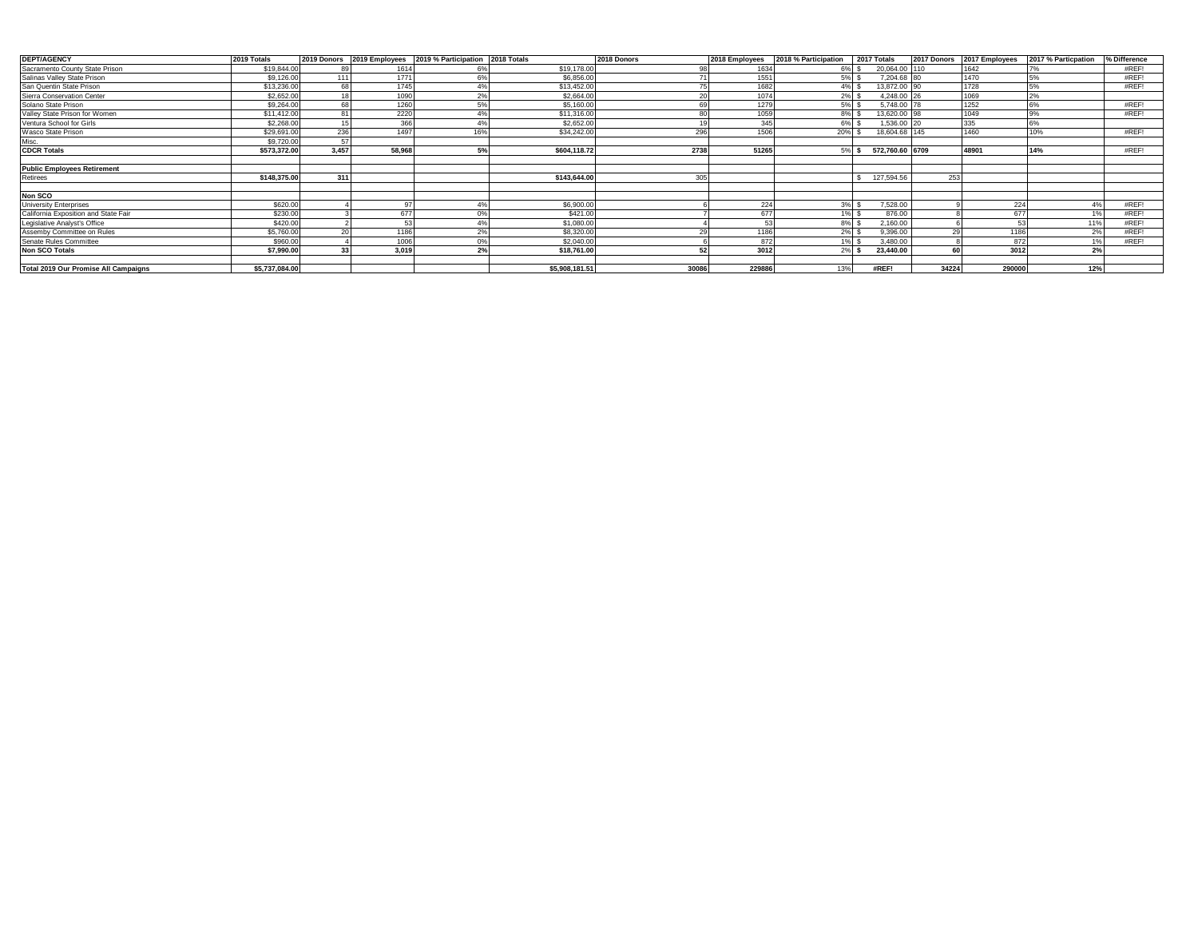| DEPT/AGENCY | 2019 Totals | 2019 Donors | 2019 Employees | 2019 % Participation | 2018 Totals | 2018 Donors | 2018 Employees | 2018 % Participation | 2017 Totals | 2017 Donors | 2017 Employees | 2017 % Particpation | % Difference |
|---|---|---|---|---|---|---|---|---|---|---|---|---|---|
| Sacramento County State Prison | $19,844.00 | 89 | 1614 | 6% | $19,178.00 | 98 | 1634 | 6% | $ 20,064.00 | 110 | 1642 | 7% | #REF! |
| Salinas Valley State Prison | $9,126.00 | 111 | 1771 | 6% | $6,856.00 | 71 | 1551 | 5% | $ 7,204.68 | 80 | 1470 | 5% | #REF! |
| San Quentin State Prison | $13,236.00 | 68 | 1745 | 4% | $13,452.00 | 75 | 1682 | 4% | $ 13,872.00 | 90 | 1728 | 5% | #REF! |
| Sierra Conservation Center | $2,652.00 | 18 | 1090 | 2% | $2,664.00 | 20 | 1074 | 2% | $ 4,248.00 | 26 | 1069 | 2% | |
| Solano State Prison | $9,264.00 | 68 | 1260 | 5% | $5,160.00 | 69 | 1279 | 5% | $ 5,748.00 | 78 | 1252 | 6% | #REF! |
| Valley State Prison for Women | $11,412.00 | 81 | 2220 | 4% | $11,316.00 | 80 | 1059 | 8% | $ 13,620.00 | 98 | 1049 | 9% | #REF! |
| Ventura School for Girls | $2,268.00 | 15 | 366 | 4% | $2,652.00 | 19 | 345 | 6% | $ 1,536.00 | 20 | 335 | 6% | |
| Wasco State Prison | $29,691.00 | 236 | 1497 | 16% | $34,242.00 | 296 | 1506 | 20% | $ 18,604.68 | 145 | 1460 | 10% | #REF! |
| Misc. | $9,720.00 | 57 | | | | | | | | | | | |
| **CDCR Totals** | **$573,372.00** | **3,457** | **58,968** | **5%** | **$604,118.72** | **2738** | **51265** | 5% | **$ 572,760.60** | **6709** | **48901** | **14%** | #REF! |
| | | | | | | | | | | | | | |
| **Public Employees Retirement** | | | | | | | | | | | | | |
| Retirees | **$148,375.00** | **311** | | | **$143,644.00** | 305 | | | $ 127,594.56 | 253 | | | |
| | | | | | | | | | | | | | |
| **Non SCO** | | | | | | | | | | | | | |
| University Enterprises | $620.00 | 4 | 97 | 4% | $6,900.00 | 6 | 224 | 3% | $ 7,528.00 | 9 | 224 | 4% | #REF! |
| California Exposition and State Fair | $230.00 | 3 | 677 | 0% | $421.00 | 7 | 677 | 1% | $ 876.00 | 8 | 677 | 1% | #REF! |
| Legislative Analyst's Office | $420.00 | 2 | 53 | 4% | $1,080.00 | 4 | 53 | 8% | $ 2,160.00 | 6 | 53 | 11% | #REF! |
| Assemby Committee on Rules | $5,760.00 | 20 | 1186 | 2% | $8,320.00 | 29 | 1186 | 2% | $ 9,396.00 | 29 | 1186 | 2% | #REF! |
| Senate Rules Committee | $960.00 | 4 | 1006 | 0% | $2,040.00 | 6 | 872 | 1% | $ 3,480.00 | 8 | 872 | 1% | #REF! |
| **Non SCO Totals** | **$7,990.00** | **33** | **3,019** | **2%** | **$18,761.00** | **52** | **3012** | 2% | **$ 23,440.00** | **60** | **3012** | **2%** | |
| | | | | | | | | | | | | | |
| **Total 2019 Our Promise All Campaigns** | **$5,737,084.00** | | | | **$5,908,181.51** | **30086** | **229886** | **13%** | **#REF!** | **34224** | **290000** | **12%** | |